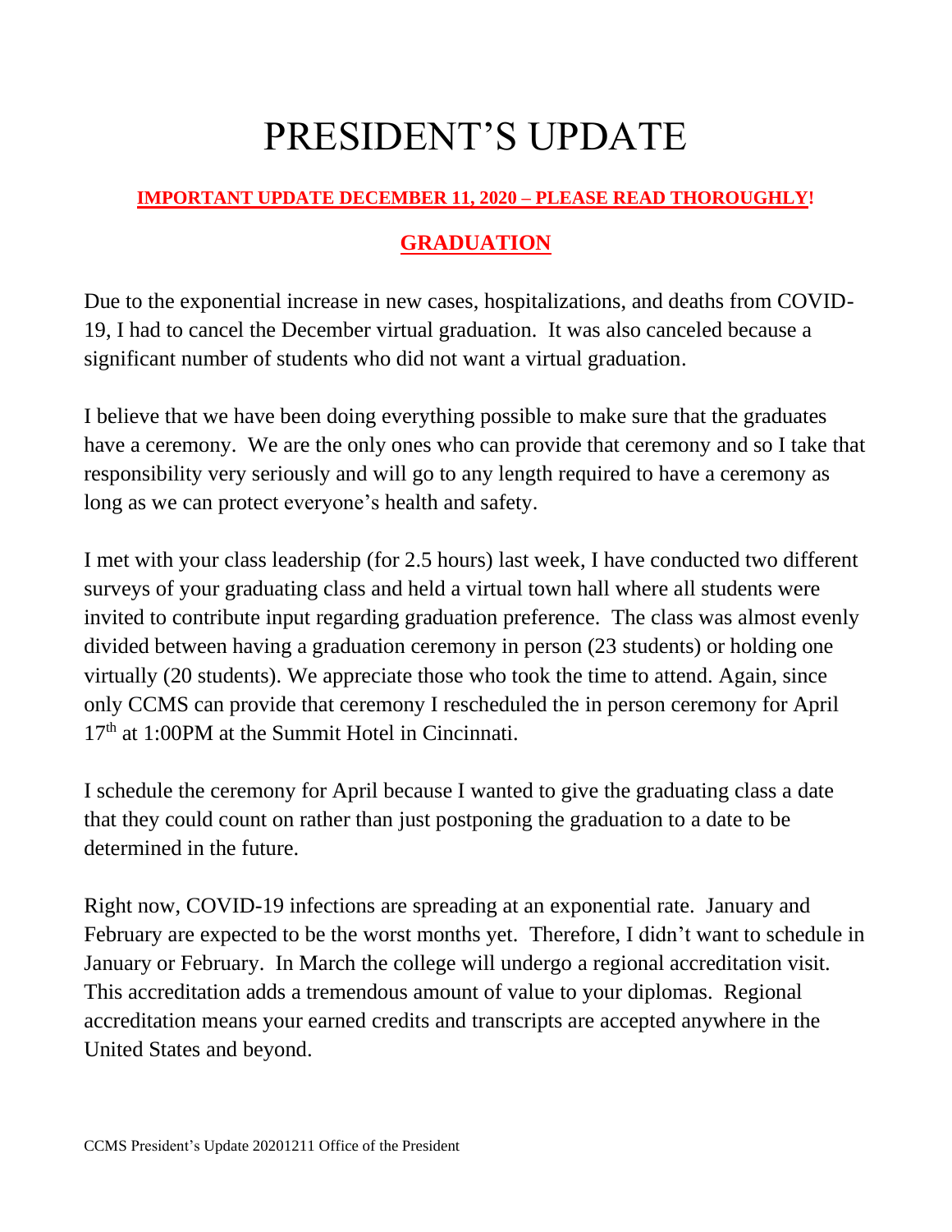# PRESIDENT'S UPDATE

**IMPORTANT UPDATE DECEMBER 11, 2020 – PLEASE READ THOROUGHLY!**

## GRADUATION

Due to the exponential increase in new cases, hospitalizations, and deaths from COVID-19, I had to cancel the December virtual graduation. It was also canceled because a significant number of students who did not want a virtual graduation.

I believe that we have been doing everything possible to make sure that the graduates have a ceremony. We are the only ones who can provide that ceremony and so I take that responsibility very seriously and will go to any length required to have a ceremony as long as we can protect everyone's health and safety.

I met with your class leadership (for 2.5 hours) last week, I have conducted two different surveys of your graduating class and held a virtual town hall where all students were invited to contribute input regarding graduation preference. The class was almost evenly divided between having a graduation ceremony in person (23 students) or holding one virtually (20 students). We appreciate those who took the time to attend. Again, since only CCMS can provide that ceremony I rescheduled the in person ceremony for April 17th at 1:00PM at the Summit Hotel in Cincinnati.

I schedule the ceremony for April because I wanted to give the graduating class a date that they could count on rather than just postponing the graduation to a date to be determined in the future.

Right now, COVID-19 infections are spreading at an exponential rate. January and February are expected to be the worst months yet. Therefore, I didn't want to schedule in January or February. In March the college will undergo a regional accreditation visit. This accreditation adds a tremendous amount of value to your diplomas. Regional accreditation means your earned credits and transcripts are accepted anywhere in the United States and beyond.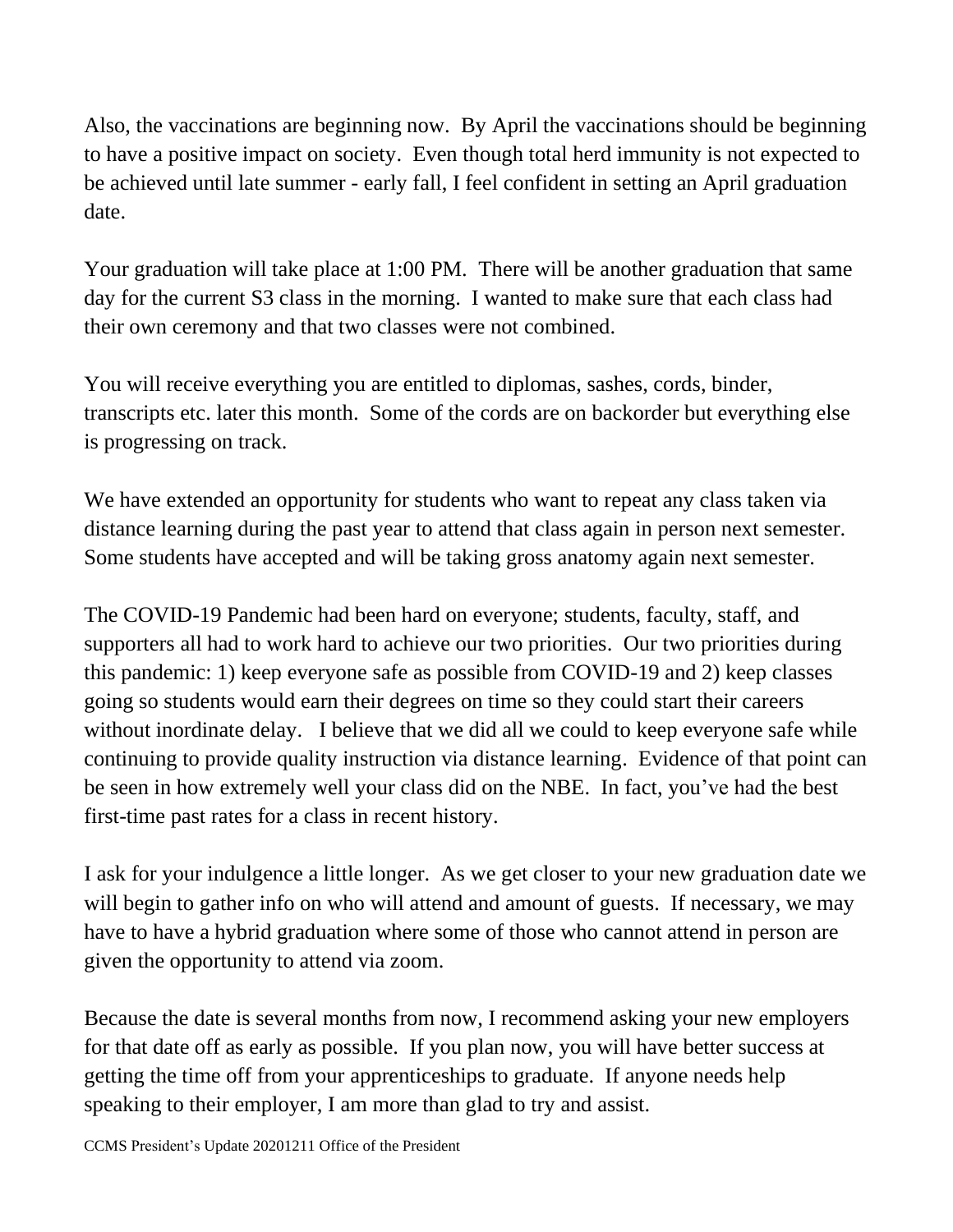Also, the vaccinations are beginning now. By April the vaccinations should be beginning to have a positive impact on society. Even though total herd immunity is not expected to be achieved until late summer - early fall, I feel confident in setting an April graduation date.

Your graduation will take place at 1:00 PM. There will be another graduation that same day for the current S3 class in the morning. I wanted to make sure that each class had their own ceremony and that two classes were not combined.

You will receive everything you are entitled to diplomas, sashes, cords, binder, transcripts etc. later this month. Some of the cords are on backorder but everything else is progressing on track.

We have extended an opportunity for students who want to repeat any class taken via distance learning during the past year to attend that class again in person next semester. Some students have accepted and will be taking gross anatomy again next semester.

The COVID-19 Pandemic had been hard on everyone; students, faculty, staff, and supporters all had to work hard to achieve our two priorities. Our two priorities during this pandemic: 1) keep everyone safe as possible from COVID-19 and 2) keep classes going so students would earn their degrees on time so they could start their careers without inordinate delay. I believe that we did all we could to keep everyone safe while continuing to provide quality instruction via distance learning. Evidence of that point can be seen in how extremely well your class did on the NBE. In fact, you've had the best first-time past rates for a class in recent history.

I ask for your indulgence a little longer. As we get closer to your new graduation date we will begin to gather info on who will attend and amount of guests. If necessary, we may have to have a hybrid graduation where some of those who cannot attend in person are given the opportunity to attend via zoom.

Because the date is several months from now, I recommend asking your new employers for that date off as early as possible. If you plan now, you will have better success at getting the time off from your apprenticeships to graduate. If anyone needs help speaking to their employer, I am more than glad to try and assist.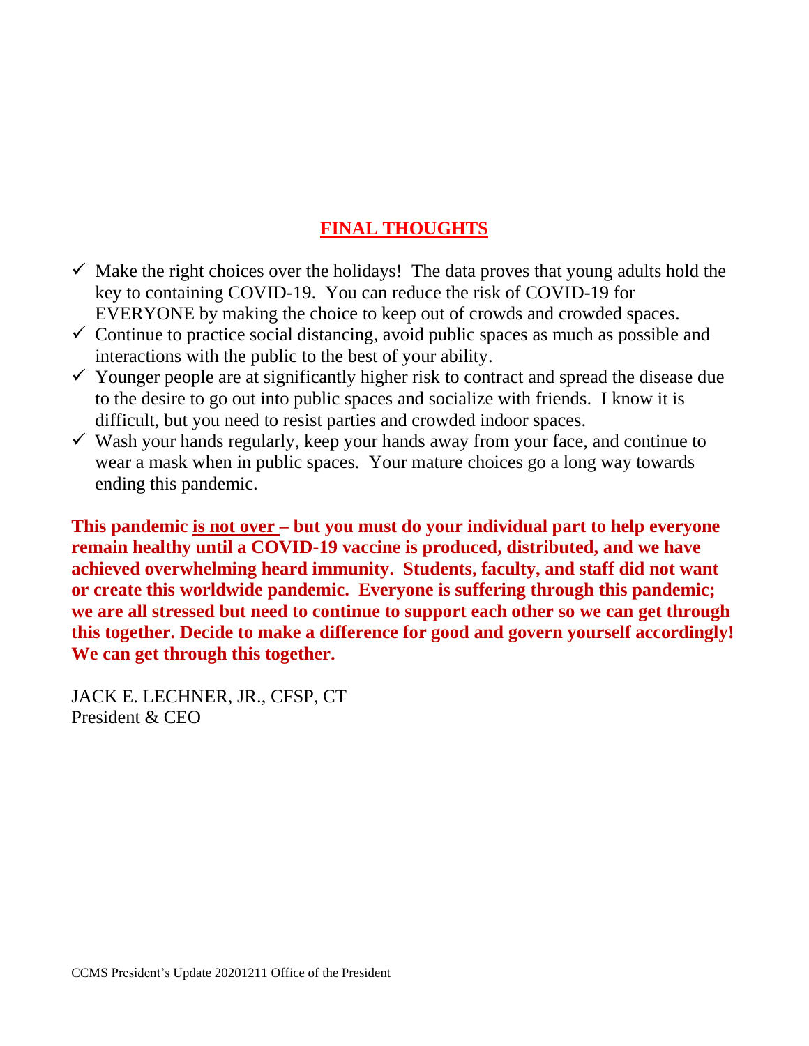## FINAL THOUGHTS

- ✓ Make the right choices over the holidays! The data proves that young adults hold the key to containing COVID-19. You can reduce the risk of COVID-19 for EVERYONE by making the choice to keep out of crowds and crowded spaces.
- ✓ Continue to practice social distancing, avoid public spaces as much as possible and interactions with the public to the best of your ability.
- ✓ Younger people are at significantly higher risk to contract and spread the disease due to the desire to go out into public spaces and socialize with friends. I know it is difficult, but you need to resist parties and crowded indoor spaces.
- ✓ Wash your hands regularly, keep your hands away from your face, and continue to wear a mask when in public spaces. Your mature choices go a long way towards ending this pandemic.

**This pandemic is not over – but you must do your individual part to help everyone remain healthy until a COVID-19 vaccine is produced, distributed, and we have achieved overwhelming heard immunity. Students, faculty, and staff did not want or create this worldwide pandemic. Everyone is suffering through this pandemic; we are all stressed but need to continue to support each other so we can get through this together. Decide to make a difference for good and govern yourself accordingly! We can get through this together.**

JACK E. LECHNER, JR., CFSP, CT
President & CEO